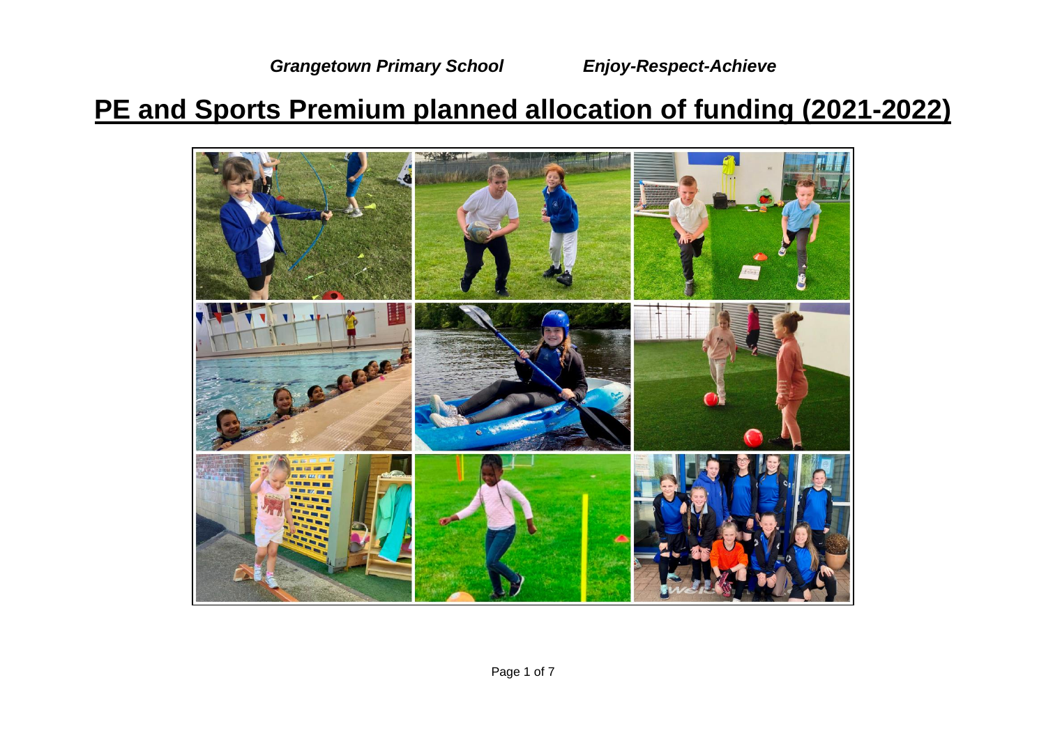***Grangetown Primary School*** ***Enjoy-Respect-Achieve***

# PE and Sports Premium planned allocation of funding (2021-2022)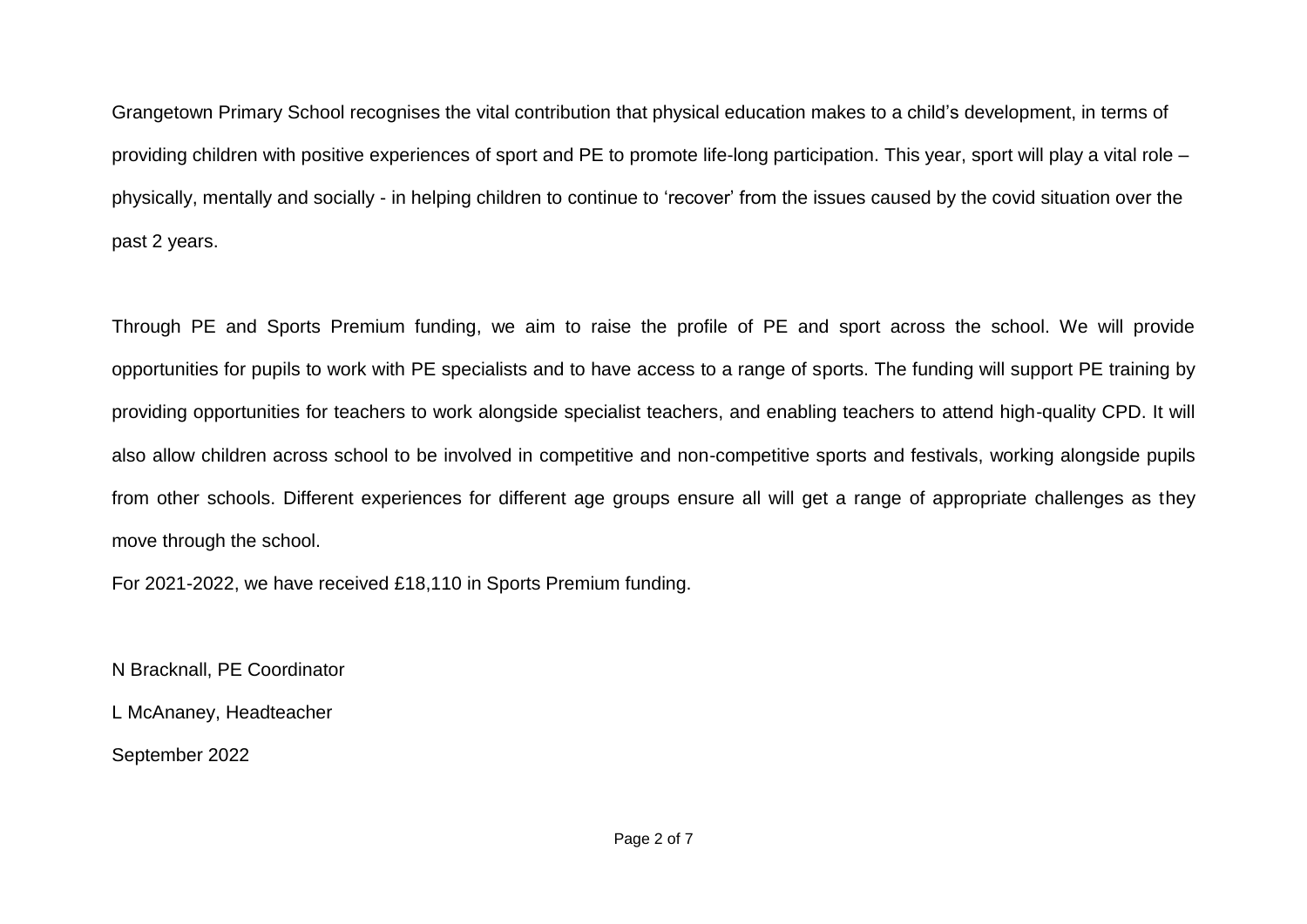Grangetown Primary School recognises the vital contribution that physical education makes to a child's development, in terms of providing children with positive experiences of sport and PE to promote life-long participation. This year, sport will play a vital role – physically, mentally and socially - in helping children to continue to 'recover' from the issues caused by the covid situation over the past 2 years.

Through PE and Sports Premium funding, we aim to raise the profile of PE and sport across the school. We will provide opportunities for pupils to work with PE specialists and to have access to a range of sports. The funding will support PE training by providing opportunities for teachers to work alongside specialist teachers, and enabling teachers to attend high-quality CPD. It will also allow children across school to be involved in competitive and non-competitive sports and festivals, working alongside pupils from other schools. Different experiences for different age groups ensure all will get a range of appropriate challenges as they move through the school.

For 2021-2022, we have received £18,110 in Sports Premium funding.

N Bracknall, PE Coordinator

L McAnaney, Headteacher

September 2022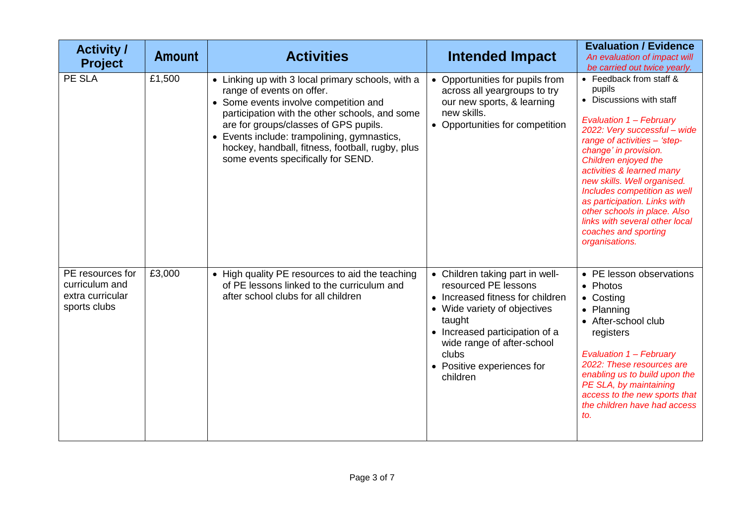| Activity / Project | Amount | Activities | Intended Impact | Evaluation / Evidence *An evaluation of impact will be carried out twice yearly.* |
|---|---|---|---|---|
| PE SLA | £1,500 | • Linking up with 3 local primary schools, with a range of events on offer.<br>• Some events involve competition and participation with the other schools, and some are for groups/classes of GPS pupils.<br>• Events include: trampolining, gymnastics, hockey, handball, fitness, football, rugby, plus some events specifically for SEND. | • Opportunities for pupils from across all yeargroups to try our new sports, & learning new skills.<br>• Opportunities for competition | • Feedback from staff & pupils<br>• Discussions with staff<br><br>*Evaluation 1 – February 2022: Very successful – wide range of activities – 'step-change' in provision. Children enjoyed the activities & learned many new skills. Well organised. Includes competition as well as participation. Links with other schools in place. Also links with several other local coaches and sporting organisations.* |
| PE resources for curriculum and extra curricular sports clubs | £3,000 | • High quality PE resources to aid the teaching of PE lessons linked to the curriculum and after school clubs for all children | • Children taking part in well-resourced PE lessons<br>• Increased fitness for children<br>• Wide variety of objectives taught<br>• Increased participation of a wide range of after-school clubs<br>• Positive experiences for children | • PE lesson observations<br>• Photos<br>• Costing<br>• Planning<br>• After-school club registers<br><br>*Evaluation 1 – February 2022: These resources are enabling us to build upon the PE SLA, by maintaining access to the new sports that the children have had access to.* |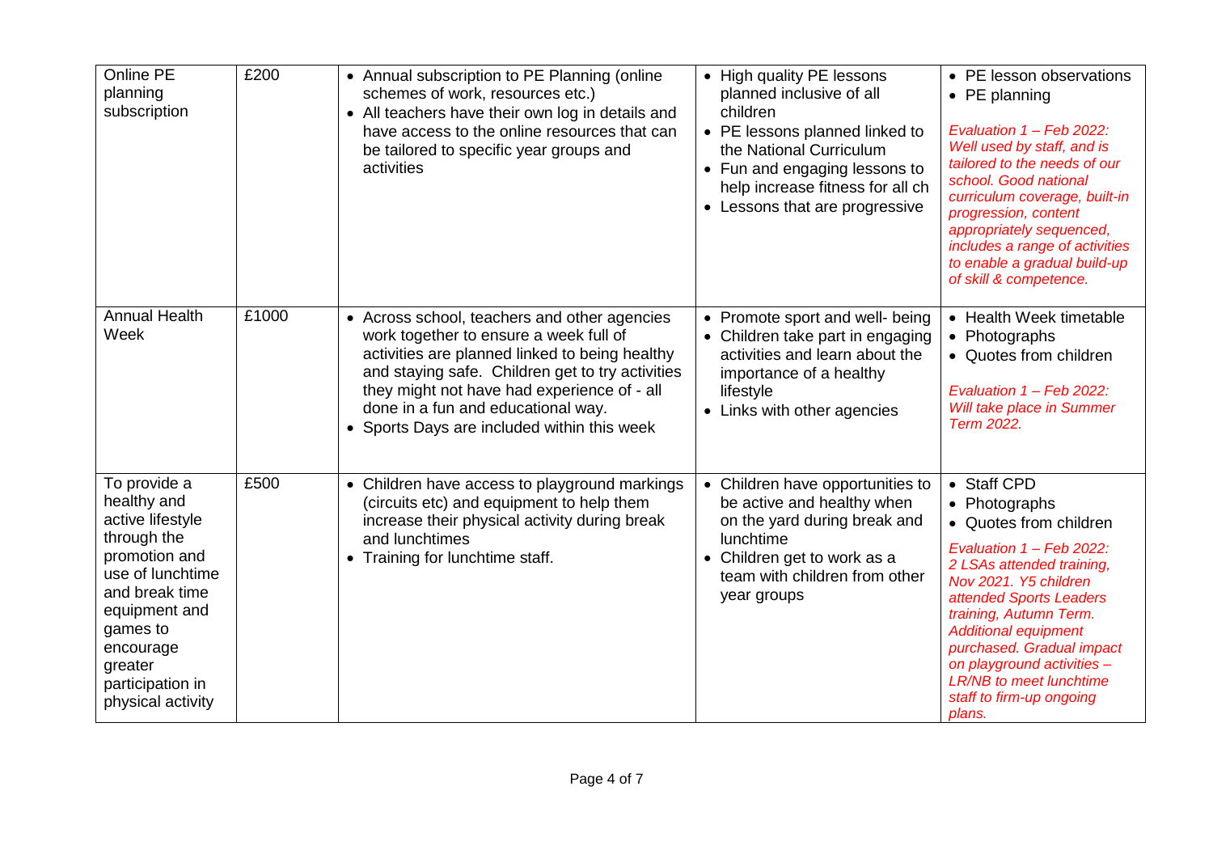| Online PE planning subscription | £200 | • Annual subscription to PE Planning (online schemes of work, resources etc.)<br>• All teachers have their own log in details and have access to the online resources that can be tailored to specific year groups and activities | • High quality PE lessons planned inclusive of all children<br>• PE lessons planned linked to the National Curriculum<br>• Fun and engaging lessons to help increase fitness for all ch<br>• Lessons that are progressive | • PE lesson observations<br>• PE planning<br>*Evaluation 1 – Feb 2022: Well used by staff, and is tailored to the needs of our school. Good national curriculum coverage, built-in progression, content appropriately sequenced, includes a range of activities to enable a gradual build-up of skill & competence.* |
|---|---|---|---|---|
| Annual Health Week | £1000 | • Across school, teachers and other agencies work together to ensure a week full of activities are planned linked to being healthy and staying safe. Children get to try activities they might not have had experience of - all done in a fun and educational way.<br>• Sports Days are included within this week | • Promote sport and well- being<br>• Children take part in engaging activities and learn about the importance of a healthy lifestyle<br>• Links with other agencies | • Health Week timetable<br>• Photographs<br>• Quotes from children<br>*Evaluation 1 – Feb 2022: Will take place in Summer Term 2022.* |
| To provide a healthy and active lifestyle through the promotion and use of lunchtime and break time equipment and games to encourage greater participation in physical activity | £500 | • Children have access to playground markings (circuits etc) and equipment to help them increase their physical activity during break and lunchtimes<br>• Training for lunchtime staff. | • Children have opportunities to be active and healthy when on the yard during break and lunchtime<br>• Children get to work as a team with children from other year groups | • Staff CPD<br>• Photographs<br>• Quotes from children<br>*Evaluation 1 – Feb 2022: 2 LSAs attended training, Nov 2021. Y5 children attended Sports Leaders training, Autumn Term. Additional equipment purchased. Gradual impact on playground activities – LR/NB to meet lunchtime staff to firm-up ongoing plans.* |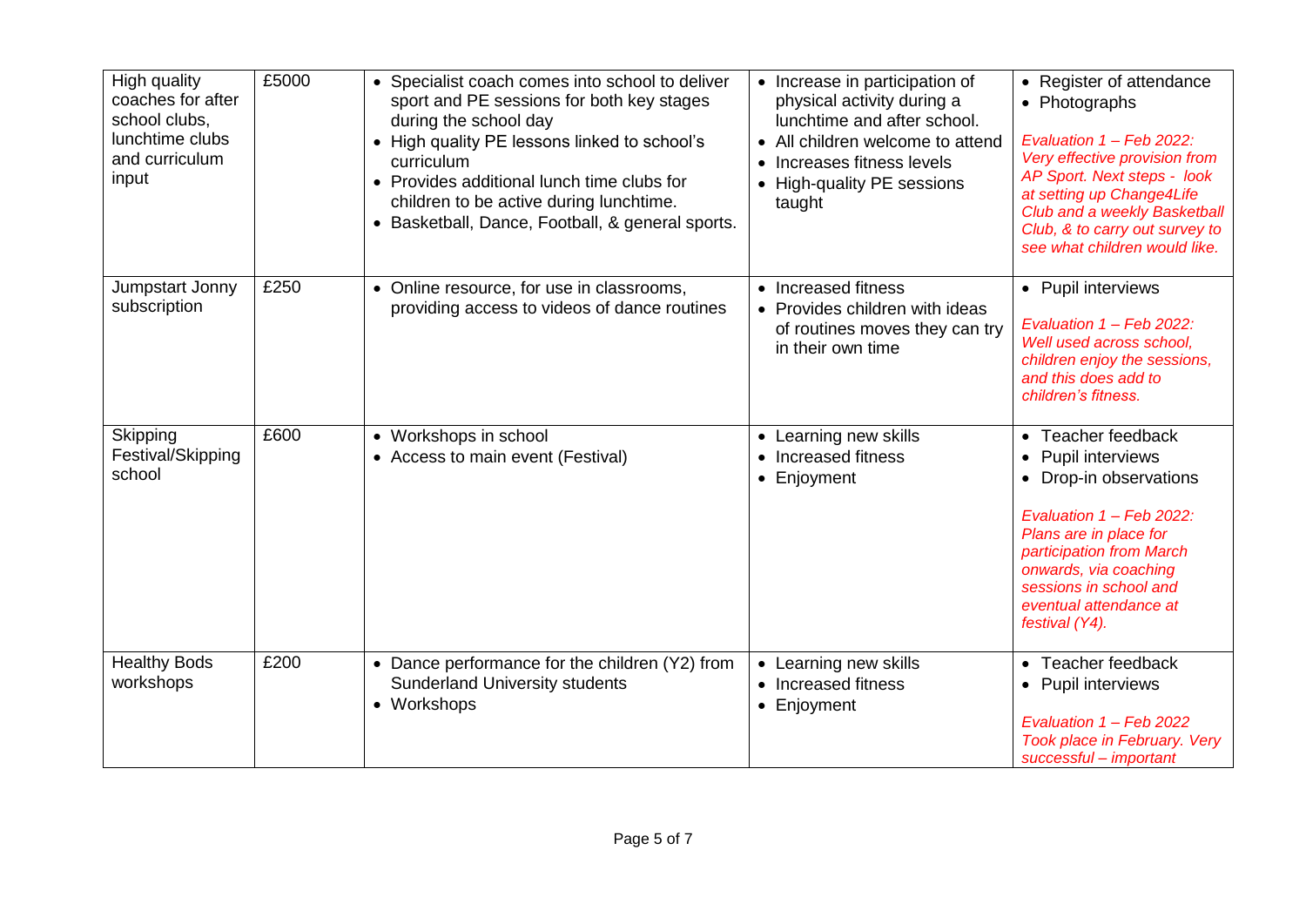| High quality coaches for after school clubs, lunchtime clubs and curriculum input | £5000 | • Specialist coach comes into school to deliver sport and PE sessions for both key stages during the school day<br>• High quality PE lessons linked to school's curriculum<br>• Provides additional lunch time clubs for children to be active during lunchtime.<br>• Basketball, Dance, Football, & general sports. | • Increase in participation of physical activity during a lunchtime and after school.<br>• All children welcome to attend<br>• Increases fitness levels<br>• High-quality PE sessions taught | • Register of attendance<br>• Photographs<br><br>*Evaluation 1 – Feb 2022: Very effective provision from AP Sport. Next steps - look at setting up Change4Life Club and a weekly Basketball Club, & to carry out survey to see what children would like.* |
|---|---|---|---|---|
| Jumpstart Jonny subscription | £250 | • Online resource, for use in classrooms, providing access to videos of dance routines | • Increased fitness<br>• Provides children with ideas of routines moves they can try in their own time | • Pupil interviews<br><br>*Evaluation 1 – Feb 2022: Well used across school, children enjoy the sessions, and this does add to children's fitness.* |
| Skipping Festival/Skipping school | £600 | • Workshops in school<br>• Access to main event (Festival) | • Learning new skills<br>• Increased fitness<br>• Enjoyment | • Teacher feedback<br>• Pupil interviews<br>• Drop-in observations<br><br>*Evaluation 1 – Feb 2022: Plans are in place for participation from March onwards, via coaching sessions in school and eventual attendance at festival (Y4).* |
| Healthy Bods workshops | £200 | • Dance performance for the children (Y2) from Sunderland University students<br>• Workshops | • Learning new skills<br>• Increased fitness<br>• Enjoyment | • Teacher feedback<br>• Pupil interviews<br><br>*Evaluation 1 – Feb 2022 Took place in February. Very successful – important* |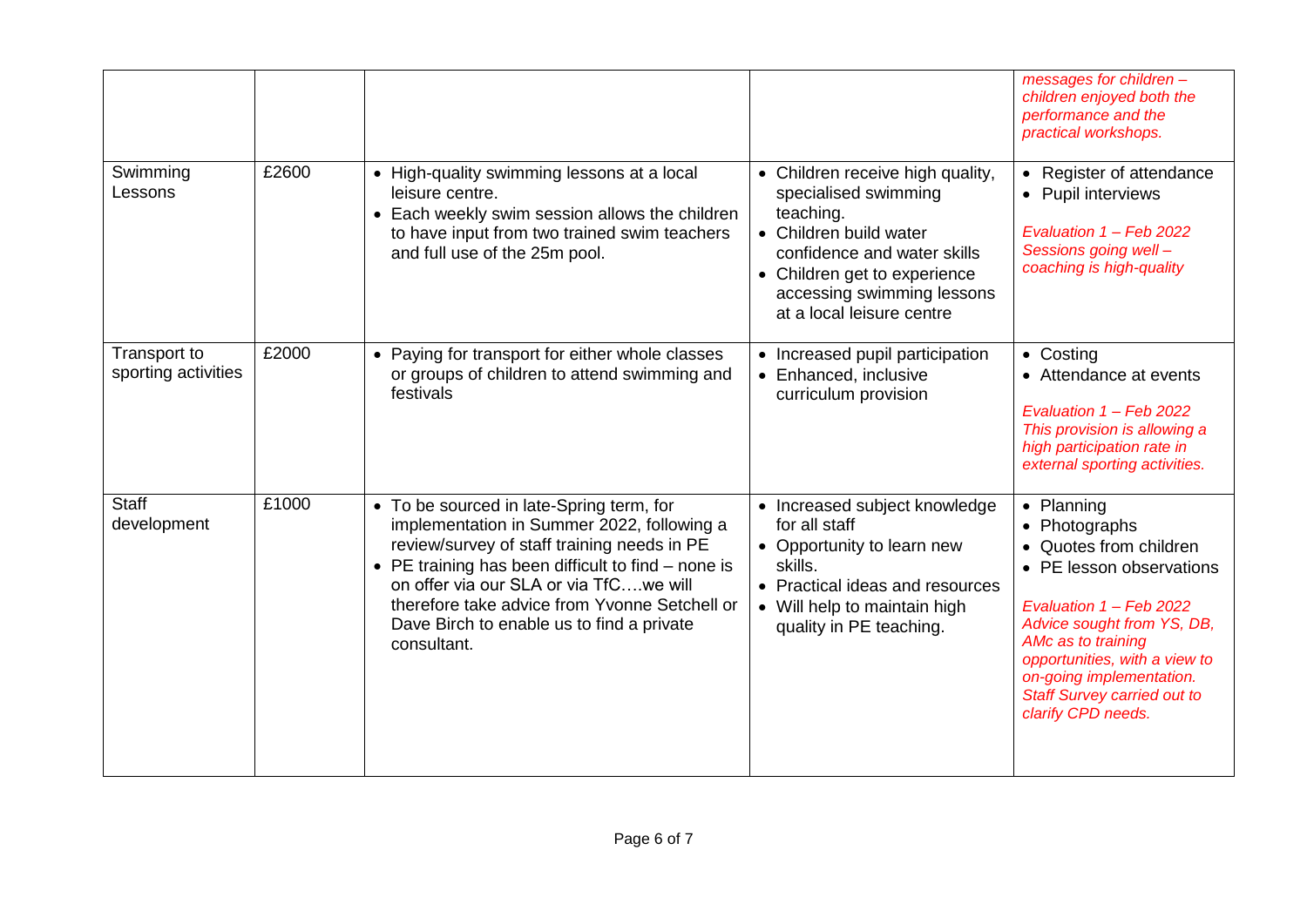| | | | | |
|---|---|---|---|---|
| | | | | *messages for children – children enjoyed both the performance and the practical workshops.* |
| Swimming Lessons | £2600 | • High-quality swimming lessons at a local leisure centre.<br>• Each weekly swim session allows the children to have input from two trained swim teachers and full use of the 25m pool. | • Children receive high quality, specialised swimming teaching.<br>• Children build water confidence and water skills<br>• Children get to experience accessing swimming lessons at a local leisure centre | • Register of attendance<br>• Pupil interviews<br><br>*Evaluation 1 – Feb 2022 Sessions going well – coaching is high-quality* |
| Transport to sporting activities | £2000 | • Paying for transport for either whole classes or groups of children to attend swimming and festivals | • Increased pupil participation<br>• Enhanced, inclusive curriculum provision | • Costing<br>• Attendance at events<br><br>*Evaluation 1 – Feb 2022 This provision is allowing a high participation rate in external sporting activities.* |
| Staff development | £1000 | • To be sourced in late-Spring term, for implementation in Summer 2022, following a review/survey of staff training needs in PE<br>• PE training has been difficult to find – none is on offer via our SLA or via TfC….we will therefore take advice from Yvonne Setchell or Dave Birch to enable us to find a private consultant. | • Increased subject knowledge for all staff<br>• Opportunity to learn new skills.<br>• Practical ideas and resources<br>• Will help to maintain high quality in PE teaching. | • Planning<br>• Photographs<br>• Quotes from children<br>• PE lesson observations<br><br>*Evaluation 1 – Feb 2022 Advice sought from YS, DB, AMc as to training opportunities, with a view to on-going implementation. Staff Survey carried out to clarify CPD needs.* |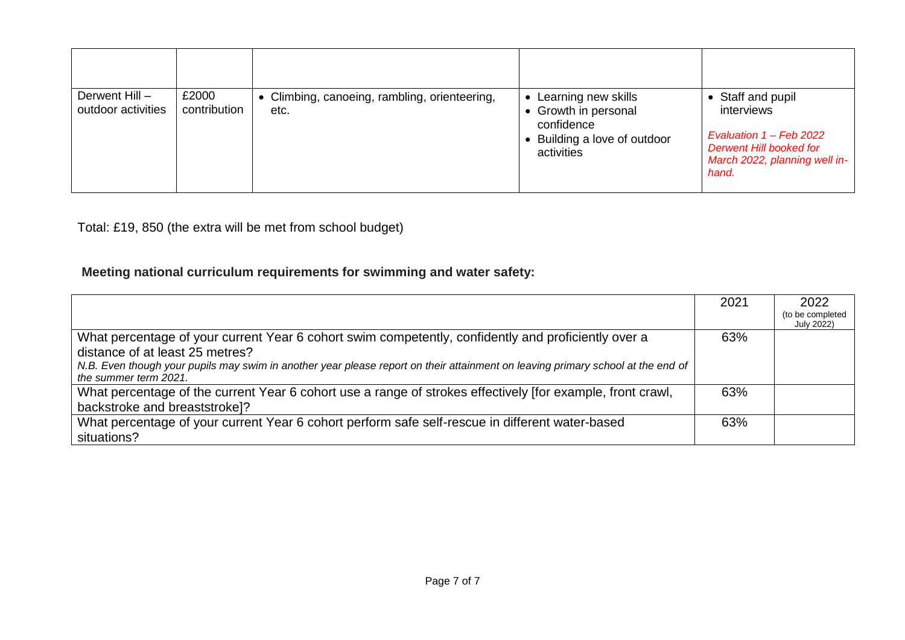| | | | | |
|---|---|---|---|---|
| | | | | |
| Derwent Hill – outdoor activities | £2000 contribution | • Climbing, canoeing, rambling, orienteering, etc. | • Learning new skills<br>• Growth in personal confidence<br>• Building a love of outdoor activities | • Staff and pupil interviews<br><br>*Evaluation 1 – Feb 2022 Derwent Hill booked for March 2022, planning well in-hand.* |

Total: £19, 850 (the extra will be met from school budget)

**Meeting national curriculum requirements for swimming and water safety:**

| | 2021 | 2022 (to be completed July 2022) |
|---|---|---|
| What percentage of your current Year 6 cohort swim competently, confidently and proficiently over a distance of at least 25 metres?<br>*N.B. Even though your pupils may swim in another year please report on their attainment on leaving primary school at the end of the summer term 2021.* | 63% | |
| What percentage of the current Year 6 cohort use a range of strokes effectively [for example, front crawl, backstroke and breaststroke]? | 63% | |
| What percentage of your current Year 6 cohort perform safe self-rescue in different water-based situations? | 63% | |